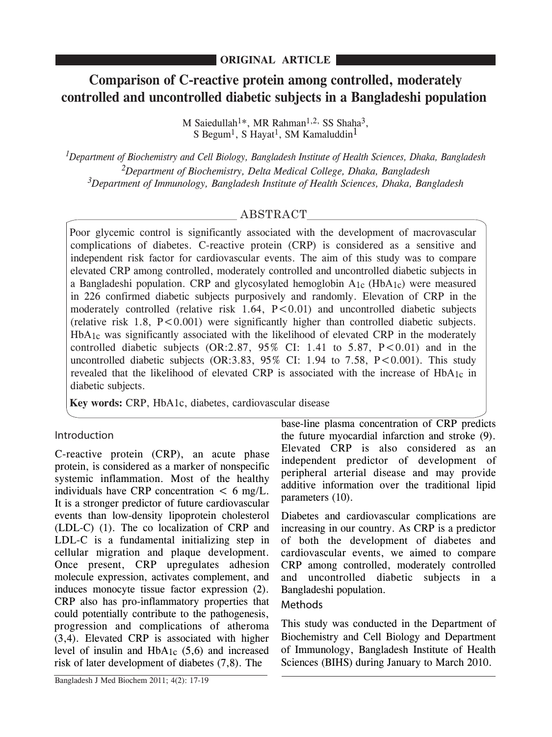**ORIGINAL ARTICLE**

# Comparison of C-reactive protein among controlled, moderately controlled and uncontrolled diabetic subjects in a Bangladeshi population

M Saiedullah[1]*, MR Rahman[1,2], SS Shaha[3], S Begum[1], S Hayat[1], SM Kamaluddin[1]

*[1]Department of Biochemistry and Cell Biology, Bangladesh Institute of Health Sciences, Dhaka, Bangladesh*
*[2]Department of Biochemistry, Delta Medical College, Dhaka, Bangladesh*
*[3]Department of Immunology, Bangladesh Institute of Health Sciences, Dhaka, Bangladesh*

## ABSTRACT

Poor glycemic control is significantly associated with the development of macrovascular complications of diabetes. C-reactive protein (CRP) is considered as a sensitive and independent risk factor for cardiovascular events. The aim of this study was to compare elevated CRP among controlled, moderately controlled and uncontrolled diabetic subjects in a Bangladeshi population. CRP and glycosylated hemoglobin $A_{1c}$ ($HbA_{1c}$) were measured in 226 confirmed diabetic subjects purposively and randomly. Elevation of CRP in the moderately controlled (relative risk 1.64, $P<0.01$) and uncontrolled diabetic subjects (relative risk 1.8, $P<0.001$) were significantly higher than controlled diabetic subjects. $HbA_{1c}$ was significantly associated with the likelihood of elevated CRP in the moderately controlled diabetic subjects (OR:2.87, 95% CI: 1.41 to 5.87, $P<0.01$) and in the uncontrolled diabetic subjects (OR:3.83, 95% CI: 1.94 to 7.58, $P<0.001$). This study revealed that the likelihood of elevated CRP is associated with the increase of $HbA_{1c}$ in diabetic subjects.

**Key words:** CRP, HbA1c, diabetes, cardiovascular disease

## Introduction

C-reactive protein (CRP), an acute phase protein, is considered as a marker of nonspecific systemic inflammation. Most of the healthy individuals have CRP concentration < 6 mg/L. It is a stronger predictor of future cardiovascular events than low-density lipoprotein cholesterol (LDL-C) (1). The co localization of CRP and LDL-C is a fundamental initializing step in cellular migration and plaque development. Once present, CRP upregulates adhesion molecule expression, activates complement, and induces monocyte tissue factor expression (2). CRP also has pro-inflammatory properties that could potentially contribute to the pathogenesis, progression and complications of atheroma (3,4). Elevated CRP is associated with higher level of insulin and $HbA_{1c}$ (5,6) and increased risk of later development of diabetes (7,8). The base-line plasma concentration of CRP predicts the future myocardial infarction and stroke (9). Elevated CRP is also considered as an independent predictor of development of peripheral arterial disease and may provide additive information over the traditional lipid parameters (10).

Diabetes and cardiovascular complications are increasing in our country. As CRP is a predictor of both the development of diabetes and cardiovascular events, we aimed to compare CRP among controlled, moderately controlled and uncontrolled diabetic subjects in a Bangladeshi population.

## Methods

This study was conducted in the Department of Biochemistry and Cell Biology and Department of Immunology, Bangladesh Institute of Health Sciences (BIHS) during January to March 2010.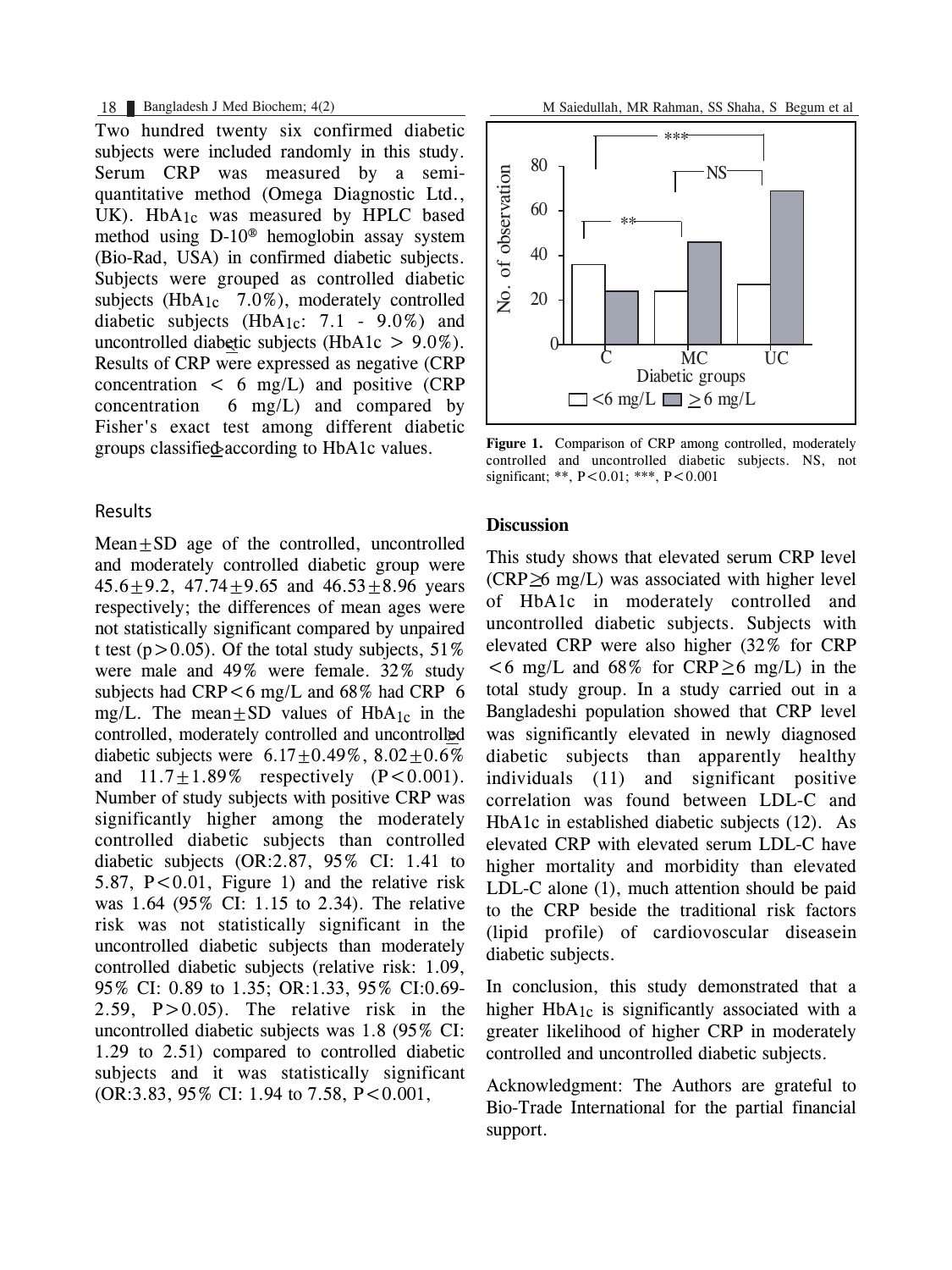Two hundred twenty six confirmed diabetic subjects were included randomly in this study. Serum CRP was measured by a semi-quantitative method (Omega Diagnostic Ltd., UK). $HbA_{1c}$ was measured by HPLC based method using D-10® hemoglobin assay system (Bio-Rad, USA) in confirmed diabetic subjects. Subjects were grouped as controlled diabetic subjects ($HbA_{1c}$ ≤ 7.0%), moderately controlled diabetic subjects ($HbA_{1c}$: 7.1 - 9.0%) and uncontrolled diabetic subjects (HbA1c > 9.0%). Results of CRP were expressed as negative (CRP concentration < 6 mg/L) and positive (CRP concentration ≥ 6 mg/L) and compared by Fisher's exact test among different diabetic groups classified according to HbA1c values.

## Results

Mean±SD age of the controlled, uncontrolled and moderately controlled diabetic group were 45.6±9.2, 47.74±9.65 and 46.53±8.96 years respectively; the differences of mean ages were not statistically significant compared by unpaired t test ($p > 0.05$). Of the total study subjects, 51% were male and 49% were female. 32% study subjects had CRP < 6 mg/L and 68% had CRP ≥ 6 mg/L. The mean±SD values of $HbA_{1c}$ in the controlled, moderately controlled and uncontrolled diabetic subjects were 6.17±0.49%, 8.02±0.6% and 11.7±1.89% respectively ($P < 0.001$). Number of study subjects with positive CRP was significantly higher among the moderately controlled diabetic subjects than controlled diabetic subjects (OR:2.87, 95% CI: 1.41 to 5.87, $P < 0.01$, Figure 1) and the relative risk was 1.64 (95% CI: 1.15 to 2.34). The relative risk was not statistically significant in the uncontrolled diabetic subjects than moderately controlled diabetic subjects (relative risk: 1.09, 95% CI: 0.89 to 1.35; OR:1.33, 95% CI:0.69-2.59, $P > 0.05$). The relative risk in the uncontrolled diabetic subjects was 1.8 (95% CI: 1.29 to 2.51) compared to controlled diabetic subjects and it was statistically significant (OR:3.83, 95% CI: 1.94 to 7.58, $P < 0.001$,

**Figure 1.** Comparison of CRP among controlled, moderately controlled and uncontrolled diabetic subjects. NS, not significant; **, $P < 0.01$; ***, $P < 0.001$

## Discussion

This study shows that elevated serum CRP level (CRP≥6 mg/L) was associated with higher level of HbA1c in moderately controlled and uncontrolled diabetic subjects. Subjects with elevated CRP were also higher (32% for CRP <6 mg/L and 68% for CRP≥6 mg/L) in the total study group. In a study carried out in a Bangladeshi population showed that CRP level was significantly elevated in newly diagnosed diabetic subjects than apparently healthy individuals (11) and significant positive correlation was found between LDL-C and HbA1c in established diabetic subjects (12). As elevated CRP with elevated serum LDL-C have higher mortality and morbidity than elevated LDL-C alone (1), much attention should be paid to the CRP beside the traditional risk factors (lipid profile) of cardiovoscular diseasein diabetic subjects.

In conclusion, this study demonstrated that a higher $HbA_{1c}$ is significantly associated with a greater likelihood of higher CRP in moderately controlled and uncontrolled diabetic subjects.

Acknowledgment: The Authors are grateful to Bio-Trade International for the partial financial support.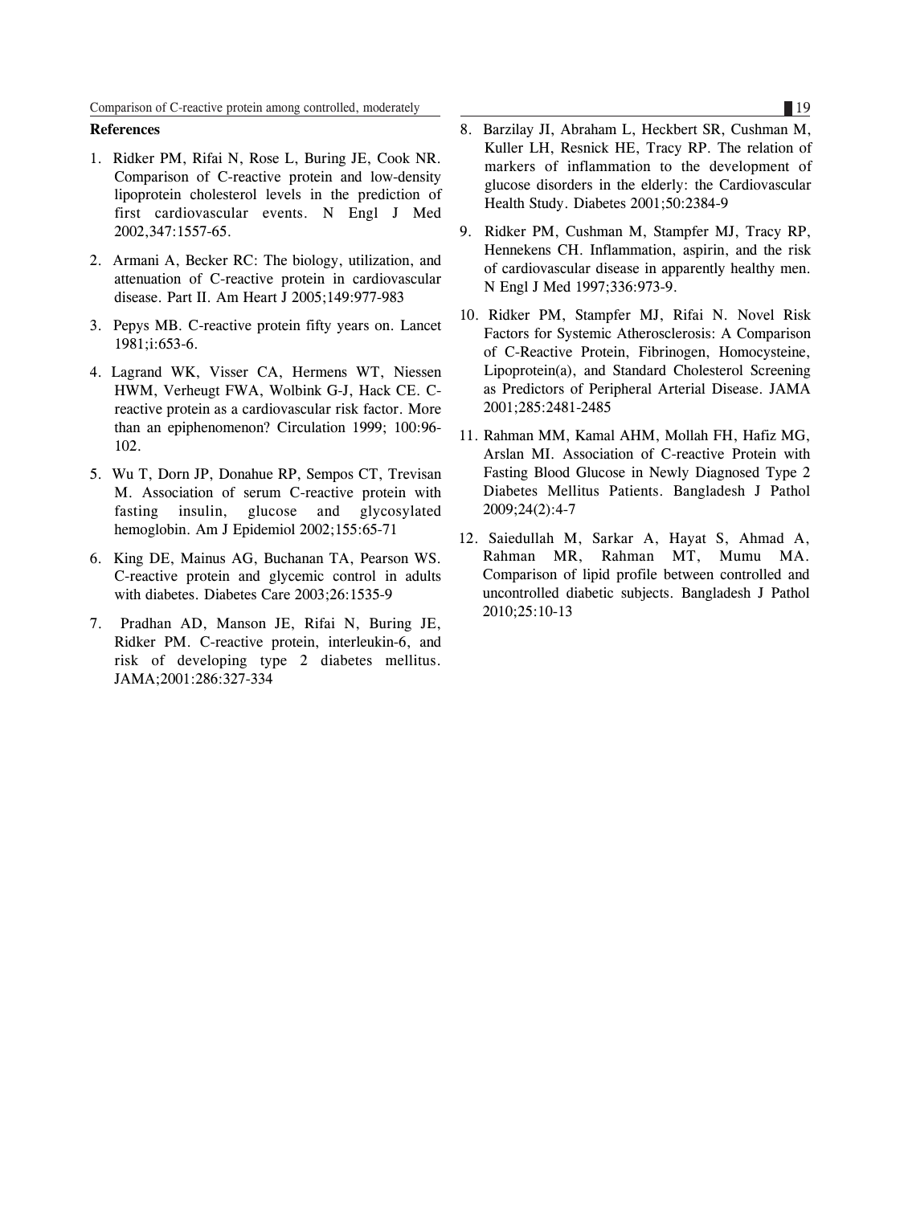## References

1. Ridker PM, Rifai N, Rose L, Buring JE, Cook NR. Comparison of C-reactive protein and low-density lipoprotein cholesterol levels in the prediction of first cardiovascular events. N Engl J Med 2002,347:1557-65.
2. Armani A, Becker RC: The biology, utilization, and attenuation of C-reactive protein in cardiovascular disease. Part II. Am Heart J 2005;149:977-983
3. Pepys MB. C-reactive protein fifty years on. Lancet 1981;i:653-6.
4. Lagrand WK, Visser CA, Hermens WT, Niessen HWM, Verheugt FWA, Wolbink G-J, Hack CE. C-reactive protein as a cardiovascular risk factor. More than an epiphenomenon? Circulation 1999; 100:96-102.
5. Wu T, Dorn JP, Donahue RP, Sempos CT, Trevisan M. Association of serum C-reactive protein with fasting insulin, glucose and glycosylated hemoglobin. Am J Epidemiol 2002;155:65-71
6. King DE, Mainus AG, Buchanan TA, Pearson WS. C-reactive protein and glycemic control in adults with diabetes. Diabetes Care 2003;26:1535-9
7. Pradhan AD, Manson JE, Rifai N, Buring JE, Ridker PM. C-reactive protein, interleukin-6, and risk of developing type 2 diabetes mellitus. JAMA;2001:286:327-334
8. Barzilay JI, Abraham L, Heckbert SR, Cushman M, Kuller LH, Resnick HE, Tracy RP. The relation of markers of inflammation to the development of glucose disorders in the elderly: the Cardiovascular Health Study. Diabetes 2001;50:2384-9
9. Ridker PM, Cushman M, Stampfer MJ, Tracy RP, Hennekens CH. Inflammation, aspirin, and the risk of cardiovascular disease in apparently healthy men. N Engl J Med 1997;336:973-9.
10. Ridker PM, Stampfer MJ, Rifai N. Novel Risk Factors for Systemic Atherosclerosis: A Comparison of C-Reactive Protein, Fibrinogen, Homocysteine, Lipoprotein(a), and Standard Cholesterol Screening as Predictors of Peripheral Arterial Disease. JAMA 2001;285:2481-2485
11. Rahman MM, Kamal AHM, Mollah FH, Hafiz MG, Arslan MI. Association of C-reactive Protein with Fasting Blood Glucose in Newly Diagnosed Type 2 Diabetes Mellitus Patients. Bangladesh J Pathol 2009;24(2):4-7
12. Saiedullah M, Sarkar A, Hayat S, Ahmad A, Rahman MR, Rahman MT, Mumu MA. Comparison of lipid profile between controlled and uncontrolled diabetic subjects. Bangladesh J Pathol 2010;25:10-13